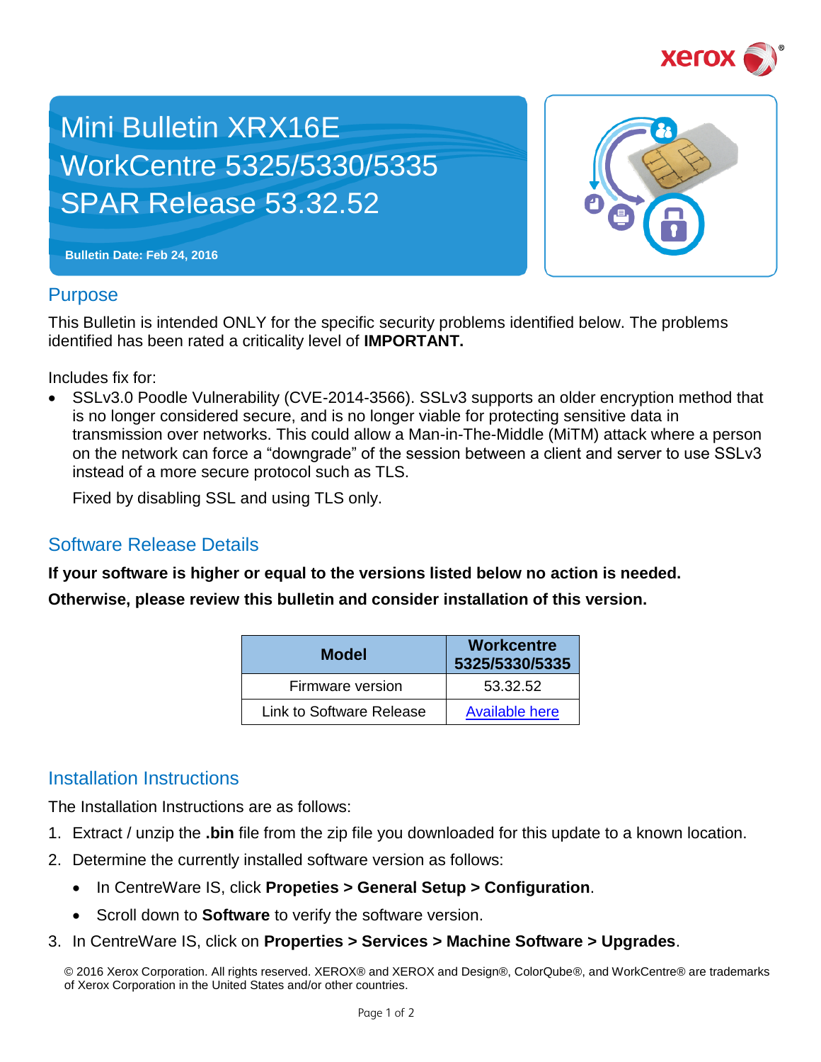# Mini Bulletin XRX16E
# WorkCentre 5325/5330/5335
# SPAR Release 53.32.52

**Bulletin Date: Feb 24, 2016**

## Purpose

This Bulletin is intended ONLY for the specific security problems identified below. The problems identified has been rated a criticality level of **IMPORTANT.**

Includes fix for:

- SSLv3.0 Poodle Vulnerability (CVE-2014-3566). SSLv3 supports an older encryption method that is no longer considered secure, and is no longer viable for protecting sensitive data in transmission over networks. This could allow a Man-in-The-Middle (MiTM) attack where a person on the network can force a "downgrade" of the session between a client and server to use SSLv3 instead of a more secure protocol such as TLS.

  Fixed by disabling SSL and using TLS only.

## Software Release Details

**If your software is higher or equal to the versions listed below no action is needed.**

**Otherwise, please review this bulletin and consider installation of this version.**

| Model | Workcentre 5325/5330/5335 |
| --- | --- |
| Firmware version | 53.32.52 |
| Link to Software Release | Available here |

## Installation Instructions

The Installation Instructions are as follows:

1. Extract / unzip the **.bin** file from the zip file you downloaded for this update to a known location.
2. Determine the currently installed software version as follows:
   - In CentreWare IS, click **Propeties > General Setup > Configuration**.
   - Scroll down to **Software** to verify the software version.
3. In CentreWare IS, click on **Properties > Services > Machine Software > Upgrades**.

© 2016 Xerox Corporation. All rights reserved. XEROX® and XEROX and Design®, ColorQube®, and WorkCentre® are trademarks of Xerox Corporation in the United States and/or other countries.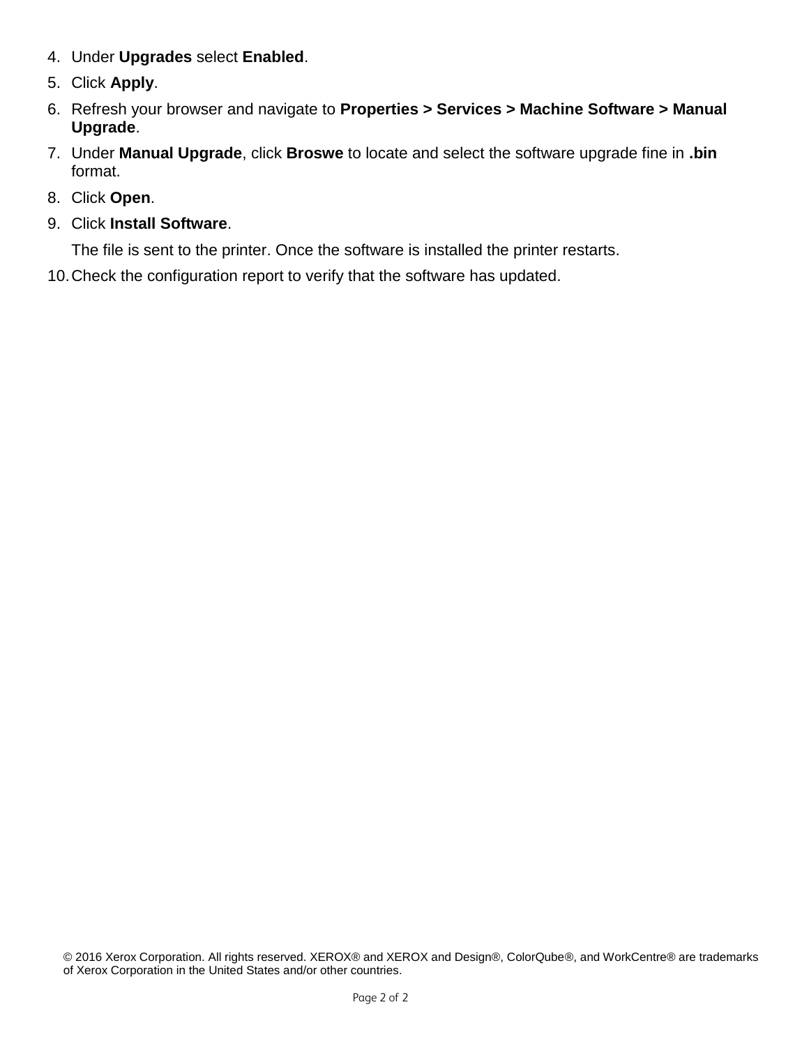4. Under **Upgrades** select **Enabled**.
5. Click **Apply**.
6. Refresh your browser and navigate to **Properties > Services > Machine Software > Manual Upgrade**.
7. Under **Manual Upgrade**, click **Broswe** to locate and select the software upgrade fine in **.bin** format.
8. Click **Open**.
9. Click **Install Software**.

   The file is sent to the printer. Once the software is installed the printer restarts.
10. Check the configuration report to verify that the software has updated.

© 2016 Xerox Corporation. All rights reserved. XEROX® and XEROX and Design®, ColorQube®, and WorkCentre® are trademarks of Xerox Corporation in the United States and/or other countries.